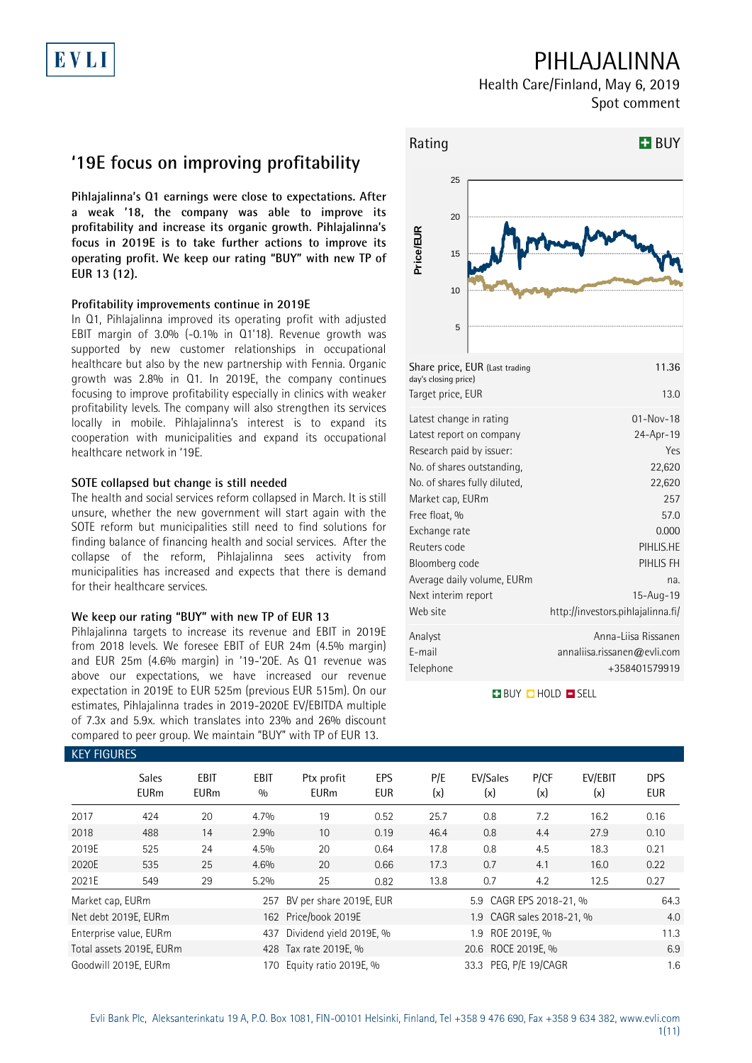# PIHLAJALINNA

Health Care/Finland, May 6, 2019

Spot comment

## '19E focus on improving profitability

**Pihlajalinna's Q1 earnings were close to expectations. After a weak '18, the company was able to improve its profitability and increase its organic growth. Pihlajalinna's focus in 2019E is to take further actions to improve its operating profit. We keep our rating "BUY" with new TP of EUR 13 (12).**

### Profitability improvements continue in 2019E

In Q1, Pihlajalinna improved its operating profit with adjusted EBIT margin of 3.0% (-0.1% in Q1'18). Revenue growth was supported by new customer relationships in occupational healthcare but also by the new partnership with Fennia. Organic growth was 2.8% in Q1. In 2019E, the company continues focusing to improve profitability especially in clinics with weaker profitability levels. The company will also strengthen its services locally in mobile. Pihlajalinna's interest is to expand its cooperation with municipalities and expand its occupational healthcare network in '19E.

### SOTE collapsed but change is still needed

The health and social services reform collapsed in March. It is still unsure, whether the new government will start again with the SOTE reform but municipalities still need to find solutions for finding balance of financing health and social services. After the collapse of the reform, Pihlajalinna sees activity from municipalities has increased and expects that there is demand for their healthcare services.

### We keep our rating "BUY" with new TP of EUR 13

Pihlajalinna targets to increase its revenue and EBIT in 2019E from 2018 levels. We foresee EBIT of EUR 24m (4.5% margin) and EUR 25m (4.6% margin) in '19-'20E. As Q1 revenue was above our expectations, we have increased our revenue expectation in 2019E to EUR 525m (previous EUR 515m). On our estimates, Pihlajalinna trades in 2019-2020E EV/EBITDA multiple of 7.3x and 5.9x. which translates into 23% and 26% discount compared to peer group. We maintain "BUY" with TP of EUR 13.

**Rating: BUY**

| | |
|---|---|
| Share price, EUR (Last trading day's closing price) | 11.36 |
| Target price, EUR | 13.0 |
| Latest change in rating | 01-Nov-18 |
| Latest report on company | 24-Apr-19 |
| Research paid by issuer: | Yes |
| No. of shares outstanding, | 22,620 |
| No. of shares fully diluted, | 22,620 |
| Market cap, EURm | 257 |
| Free float, % | 57.0 |
| Exchange rate | 0.000 |
| Reuters code | PIHLIS.HE |
| Bloomberg code | PIHLIS FH |
| Average daily volume, EURm | na. |
| Next interim report | 15-Aug-19 |
| Web site | http://investors.pihlajalinna.fi/ |
| Analyst | Anna-Liisa Rissanen |
| E-mail | annaliisa.rissanen@evli.com |
| Telephone | +358401579919 |

BUY HOLD SELL

## KEY FIGURES

| | Sales EURm | EBIT EURm | EBIT % | Ptx profit EURm | EPS EUR | P/E (x) | EV/Sales (x) | P/CF (x) | EV/EBIT (x) | DPS EUR |
|---|---|---|---|---|---|---|---|---|---|---|
| 2017 | 424 | 20 | 4.7% | 19 | 0.52 | 25.7 | 0.8 | 7.2 | 16.2 | 0.16 |
| 2018 | 488 | 14 | 2.9% | 10 | 0.19 | 46.4 | 0.8 | 4.4 | 27.9 | 0.10 |
| 2019E | 525 | 24 | 4.5% | 20 | 0.64 | 17.8 | 0.8 | 4.5 | 18.3 | 0.21 |
| 2020E | 535 | 25 | 4.6% | 20 | 0.66 | 17.3 | 0.7 | 4.1 | 16.0 | 0.22 |
| 2021E | 549 | 29 | 5.2% | 25 | 0.82 | 13.8 | 0.7 | 4.2 | 12.5 | 0.27 |

| | | | | | |
|---|---|---|---|---|---|
| Market cap, EURm | 257 | BV per share 2019E, EUR | 5.9 | CAGR EPS 2018-21, % | 64.3 |
| Net debt 2019E, EURm | 162 | Price/book 2019E | 1.9 | CAGR sales 2018-21, % | 4.0 |
| Enterprise value, EURm | 437 | Dividend yield 2019E, % | 1.9 | ROE 2019E, % | 11.3 |
| Total assets 2019E, EURm | 428 | Tax rate 2019E, % | 20.6 | ROCE 2019E, % | 6.9 |
| Goodwill 2019E, EURm | 170 | Equity ratio 2019E, % | 33.3 | PEG, P/E 19/CAGR | 1.6 |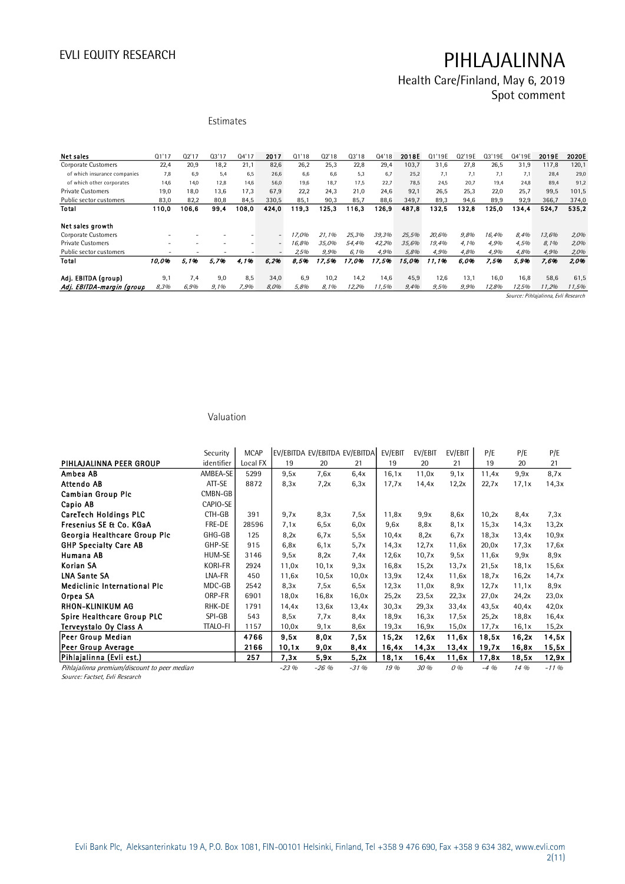## Estimates

| Net sales | Q1'17 | Q2'17 | Q3'17 | Q4'17 | 2017 | Q1'18 | Q2'18 | Q3'18 | Q4'18 | 2018E | Q1'19E | Q2'19E | Q3'19E | Q4'19E | 2019E | 2020E |
|---|---|---|---|---|---|---|---|---|---|---|---|---|---|---|---|---|
| Corporate Customers | 22,4 | 20,9 | 18,2 | 21,1 | 82,6 | 26,2 | 25,3 | 22,8 | 29,4 | 103,7 | 31,6 | 27,8 | 26,5 | 31,9 | 117,8 | 120,1 |
| of which insurance companies | 7,8 | 6,9 | 5,4 | 6,5 | 26,6 | 6,6 | 6,6 | 5,3 | 6,7 | 25,2 | 7,1 | 7,1 | 7,1 | 7,1 | 28,4 | 29,0 |
| of which other corporates | 14,6 | 14,0 | 12,8 | 14,6 | 56,0 | 19,6 | 18,7 | 17,5 | 22,7 | 78,5 | 24,5 | 20,7 | 19,4 | 24,8 | 89,4 | 91,2 |
| Private Customers | 19,0 | 18,0 | 13,6 | 17,3 | 67,9 | 22,2 | 24,3 | 21,0 | 24,6 | 92,1 | 26,5 | 25,3 | 22,0 | 25,7 | 99,5 | 101,5 |
| Public sector customers | 83,0 | 82,2 | 80,8 | 84,5 | 330,5 | 85,1 | 90,3 | 85,7 | 88,6 | 349,7 | 89,3 | 94,6 | 89,9 | 92,9 | 366,7 | 374,0 |
| **Total** | **110,0** | **106,6** | **99,4** | **108,0** | **424,0** | **119,3** | **125,3** | **116,3** | **126,9** | **487,8** | **132,5** | **132,8** | **125,0** | **134,4** | **524,7** | **535,2** |
| **Net sales growth** | | | | | | | | | | | | | | | | |
| Corporate Customers | - | - | - | - | - | *17,0%* | *21,1%* | *25,3%* | *39,3%* | *25,5%* | *20,6%* | *9,8%* | *16,4%* | *8,4%* | *13,6%* | *2,0%* |
| Private Customers | - | - | - | - | - | *16,8%* | *35,0%* | *54,4%* | *42,2%* | *35,6%* | *19,4%* | *4,1%* | *4,9%* | *4,5%* | *8,1%* | *2,0%* |
| Public sector customers | - | - | - | - | - | *2,5%* | *9,9%* | *6,1%* | *4,9%* | *5,8%* | *4,9%* | *4,8%* | *4,9%* | *4,8%* | *4,9%* | *2,0%* |
| **Total** | ***10,0%*** | ***5,1%*** | ***5,7%*** | ***4,1%*** | ***6,2%*** | ***8,5%*** | ***17,5%*** | ***17,0%*** | ***17,5%*** | ***15,0%*** | ***11,1%*** | ***6,0%*** | ***7,5%*** | ***5,9%*** | ***7,6%*** | ***2,0%*** |
| **Adj. EBITDA (group)** | 9,1 | 7,4 | 9,0 | 8,5 | 34,0 | 6,9 | 10,2 | 14,2 | 14,6 | 45,9 | 12,6 | 13,1 | 16,0 | 16,8 | 58,6 | 61,5 |
| ***Adj. EBITDA-margin (group*** | *8,3%* | *6,9%* | *9,1%* | *7,9%* | *8,0%* | *5,8%* | *8,1%* | *12,2%* | *11,5%* | *9,4%* | *9,5%* | *9,9%* | *12,8%* | *12,5%* | *11,2%* | *11,5%* |

*Source: Pihlajalinna, Evli Research*

## Valuation

| PIHLAJALINNA PEER GROUP | Security identifier | MCAP Local FX | EV/EBITDA 19 | EV/EBITDA 20 | EV/EBITDA 21 | EV/EBIT 19 | EV/EBIT 20 | EV/EBIT 21 | P/E 19 | P/E 20 | P/E 21 |
|---|---|---|---|---|---|---|---|---|---|---|---|
| **Ambea AB** | AMBEA-SE | 5299 | 9,5x | 7,6x | 6,4x | 16,1x | 11,0x | 9,1x | 11,4x | 9,9x | 8,7x |
| **Attendo AB** | ATT-SE | 8872 | 8,3x | 7,2x | 6,3x | 17,7x | 14,4x | 12,2x | 22,7x | 17,1x | 14,3x |
| **Cambian Group Plc** | CMBN-GB | | | | | | | | | | |
| **Capio AB** | CAPIO-SE | | | | | | | | | | |
| **CareTech Holdings PLC** | CTH-GB | 391 | 9,7x | 8,3x | 7,5x | 11,8x | 9,9x | 8,6x | 10,2x | 8,4x | 7,3x |
| **Fresenius SE & Co. KGaA** | FRE-DE | 28596 | 7,1x | 6,5x | 6,0x | 9,6x | 8,8x | 8,1x | 15,3x | 14,3x | 13,2x |
| **Georgia Healthcare Group Plc** | GHG-GB | 125 | 8,2x | 6,7x | 5,5x | 10,4x | 8,2x | 6,7x | 18,3x | 13,4x | 10,9x |
| **GHP Specialty Care AB** | GHP-SE | 915 | 6,8x | 6,1x | 5,7x | 14,3x | 12,7x | 11,6x | 20,0x | 17,3x | 17,6x |
| **Humana AB** | HUM-SE | 3146 | 9,5x | 8,2x | 7,4x | 12,6x | 10,7x | 9,5x | 11,6x | 9,9x | 8,9x |
| **Korian SA** | KORI-FR | 2924 | 11,0x | 10,1x | 9,3x | 16,8x | 15,2x | 13,7x | 21,5x | 18,1x | 15,6x |
| **LNA Sante SA** | LNA-FR | 450 | 11,6x | 10,5x | 10,0x | 13,9x | 12,4x | 11,6x | 18,7x | 16,2x | 14,7x |
| **Mediclinic International Plc** | MDC-GB | 2542 | 8,3x | 7,5x | 6,5x | 12,3x | 11,0x | 8,9x | 12,7x | 11,1x | 8,9x |
| **Orpea SA** | ORP-FR | 6901 | 18,0x | 16,8x | 16,0x | 25,2x | 23,5x | 22,3x | 27,0x | 24,2x | 23,0x |
| **RHON-KLINIKUM AG** | RHK-DE | 1791 | 14,4x | 13,6x | 13,4x | 30,3x | 29,3x | 33,4x | 43,5x | 40,4x | 42,0x |
| **Spire Healthcare Group PLC** | SPI-GB | 543 | 8,5x | 7,7x | 8,4x | 18,9x | 16,3x | 17,5x | 25,2x | 18,8x | 16,4x |
| **Terveystalo Oy Class A** | TTALO-FI | 1157 | 10,0x | 9,1x | 8,6x | 19,3x | 16,9x | 15,0x | 17,7x | 16,1x | 15,2x |
| **Peer Group Median** | | **4766** | **9,5x** | **8,0x** | **7,5x** | **15,2x** | **12,6x** | **11,6x** | **18,5x** | **16,2x** | **14,5x** |
| **Peer Group Average** | | **2166** | **10,1x** | **9,0x** | **8,4x** | **16,4x** | **14,3x** | **13,4x** | **19,7x** | **16,8x** | **15,5x** |
| **Pihlajalinna (Evli est.)** | | **257** | **7,3x** | **5,9x** | **5,2x** | **18,1x** | **16,4x** | **11,6x** | **17,8x** | **18,5x** | **12,9x** |
| *Pihlajalinna premium/discount to peer median* | | | *-23 %* | *-26 %* | *-31 %* | *19 %* | *30 %* | *0 %* | *-4 %* | *14 %* | *-11 %* |

*Source: Factset, Evli Research*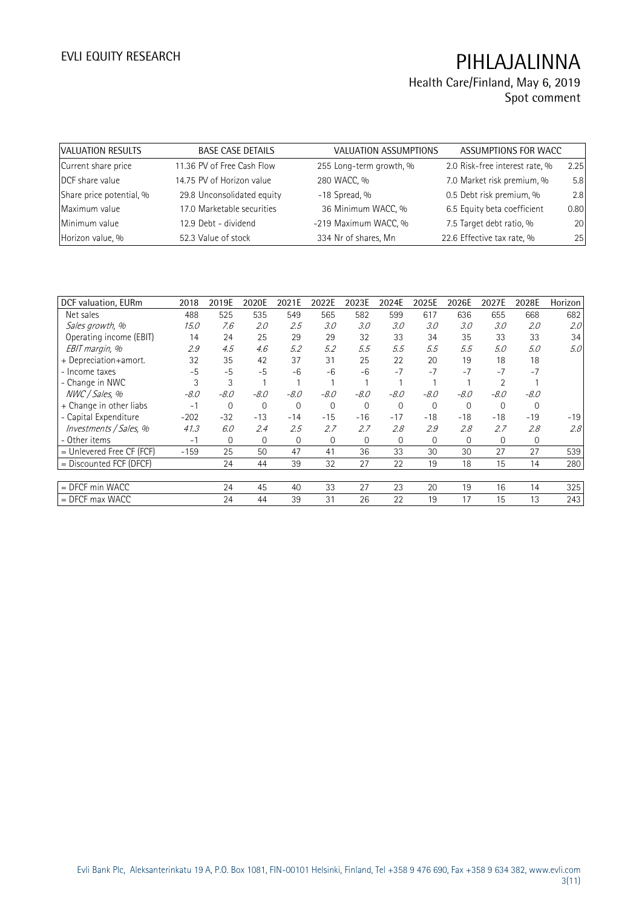| VALUATION RESULTS | BASE CASE DETAILS | | VALUATION ASSUMPTIONS | | ASSUMPTIONS FOR WACC | |
|---|---|---|---|---|---|---|
| Current share price | 11.36 | PV of Free Cash Flow | 255 | Long-term growth, % | 2.0 | Risk-free interest rate, % | 2.25 |
| DCF share value | 14.75 | PV of Horizon value | 280 | WACC, % | 7.0 | Market risk premium, % | 5.8 |
| Share price potential, % | 29.8 | Unconsolidated equity | -18 | Spread, % | 0.5 | Debt risk premium, % | 2.8 |
| Maximum value | 17.0 | Marketable securities | 36 | Minimum WACC, % | 6.5 | Equity beta coefficient | 0.80 |
| Minimum value | 12.9 | Debt - dividend | -219 | Maximum WACC, % | 7.5 | Target debt ratio, % | 20 |
| Horizon value, % | 52.3 | Value of stock | 334 | Nr of shares, Mn | 22.6 | Effective tax rate, % | 25 |

| DCF valuation, EURm | 2018 | 2019E | 2020E | 2021E | 2022E | 2023E | 2024E | 2025E | 2026E | 2027E | 2028E | Horizon |
|---|---|---|---|---|---|---|---|---|---|---|---|---|
| Net sales | 488 | 525 | 535 | 549 | 565 | 582 | 599 | 617 | 636 | 655 | 668 | 682 |
| *Sales growth, %* | *15.0* | *7.6* | *2.0* | *2.5* | *3.0* | *3.0* | *3.0* | *3.0* | *3.0* | *3.0* | *2.0* | *2.0* |
| Operating income (EBIT) | 14 | 24 | 25 | 29 | 29 | 32 | 33 | 34 | 35 | 33 | 33 | 34 |
| *EBIT margin, %* | *2.9* | *4.5* | *4.6* | *5.2* | *5.2* | *5.5* | *5.5* | *5.5* | *5.5* | *5.0* | *5.0* | *5.0* |
| + Depreciation+amort. | 32 | 35 | 42 | 37 | 31 | 25 | 22 | 20 | 19 | 18 | 18 | |
| - Income taxes | -5 | -5 | -5 | -6 | -6 | -6 | -7 | -7 | -7 | -7 | -7 | |
| - Change in NWC | 3 | 3 | 1 | 1 | 1 | 1 | 1 | 1 | 1 | 2 | 1 | |
| *NWC / Sales, %* | *-8.0* | *-8.0* | *-8.0* | *-8.0* | *-8.0* | *-8.0* | *-8.0* | *-8.0* | *-8.0* | *-8.0* | *-8.0* | |
| + Change in other liabs | -1 | 0 | 0 | 0 | 0 | 0 | 0 | 0 | 0 | 0 | 0 | |
| - Capital Expenditure | -202 | -32 | -13 | -14 | -15 | -16 | -17 | -18 | -18 | -18 | -19 | -19 |
| *Investments / Sales, %* | *41.3* | *6.0* | *2.4* | *2.5* | *2.7* | *2.7* | *2.8* | *2.9* | *2.8* | *2.7* | *2.8* | *2.8* |
| - Other items | -1 | 0 | 0 | 0 | 0 | 0 | 0 | 0 | 0 | 0 | 0 | |
| = Unlevered Free CF (FCF) | -159 | 25 | 50 | 47 | 41 | 36 | 33 | 30 | 30 | 27 | 27 | 539 |
| = Discounted FCF (DFCF) | | 24 | 44 | 39 | 32 | 27 | 22 | 19 | 18 | 15 | 14 | 280 |
| | | | | | | | | | | | | |
| = DFCF min WACC | | 24 | 45 | 40 | 33 | 27 | 23 | 20 | 19 | 16 | 14 | 325 |
| = DFCF max WACC | | 24 | 44 | 39 | 31 | 26 | 22 | 19 | 17 | 15 | 13 | 243 |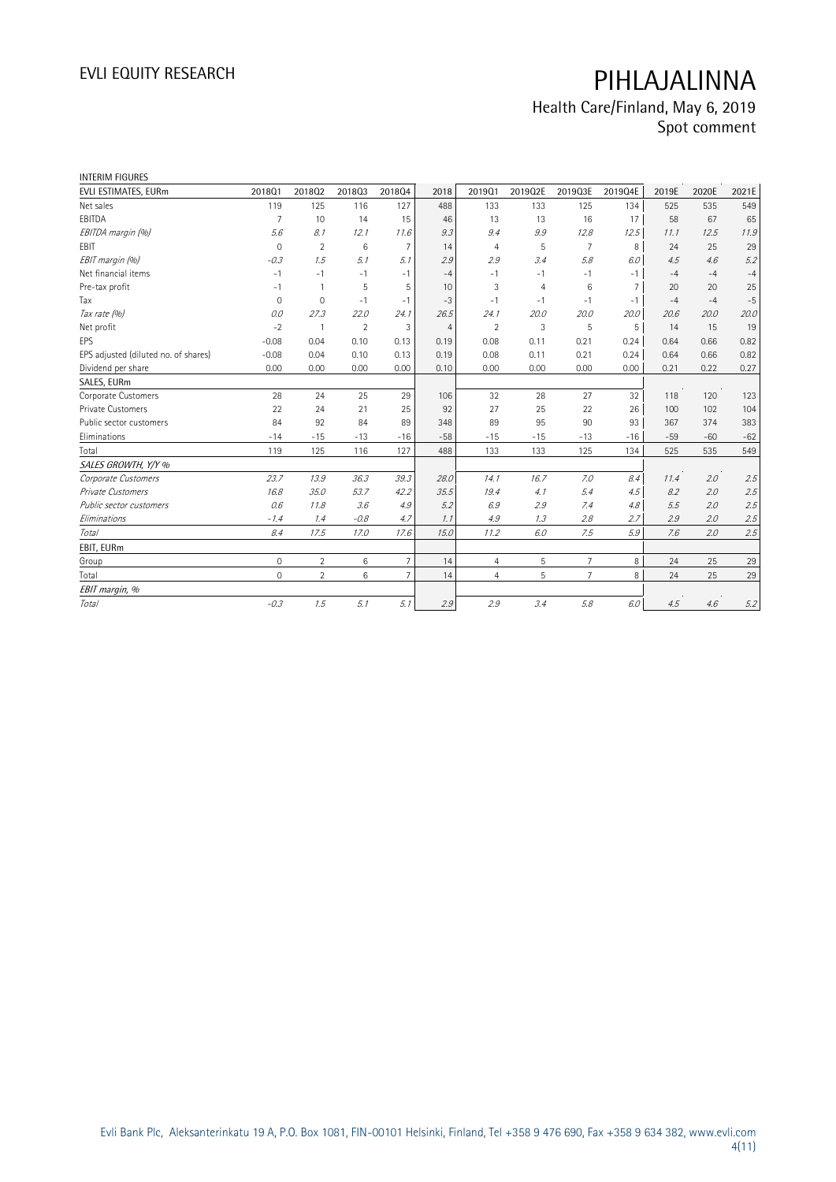# PIHLAJALINNA

Health Care/Finland, May 6, 2019
Spot comment

INTERIM FIGURES

| EVLI ESTIMATES, EURm | 2018Q1 | 2018Q2 | 2018Q3 | 2018Q4 | 2018 | 2019Q1 | 2019Q2E | 2019Q3E | 2019Q4E | 2019E | 2020E | 2021E |
|---|---|---|---|---|---|---|---|---|---|---|---|---|
| Net sales | 119 | 125 | 116 | 127 | 488 | 133 | 133 | 125 | 134 | 525 | 535 | 549 |
| EBITDA | 7 | 10 | 14 | 15 | 46 | 13 | 13 | 16 | 17 | 58 | 67 | 65 |
| *EBITDA margin (%)* | *5.6* | *8.1* | *12.1* | *11.6* | *9.3* | *9.4* | *9.9* | *12.8* | *12.5* | *11.1* | *12.5* | *11.9* |
| EBIT | 0 | 2 | 6 | 7 | 14 | 4 | 5 | 7 | 8 | 24 | 25 | 29 |
| *EBIT margin (%)* | *-0.3* | *1.5* | *5.1* | *5.1* | *2.9* | *2.9* | *3.4* | *5.8* | *6.0* | *4.5* | *4.6* | *5.2* |
| Net financial items | -1 | -1 | -1 | -1 | -4 | -1 | -1 | -1 | -1 | -4 | -4 | -4 |
| Pre-tax profit | -1 | 1 | 5 | 5 | 10 | 3 | 4 | 6 | 7 | 20 | 20 | 25 |
| Tax | 0 | 0 | -1 | -1 | -3 | -1 | -1 | -1 | -1 | -4 | -4 | -5 |
| *Tax rate (%)* | *0.0* | *27.3* | *22.0* | *24.1* | *26.5* | *24.1* | *20.0* | *20.0* | *20.0* | *20.6* | *20.0* | *20.0* |
| Net profit | -2 | 1 | 2 | 3 | 4 | 2 | 3 | 5 | 5 | 14 | 15 | 19 |
| EPS | -0.08 | 0.04 | 0.10 | 0.13 | 0.19 | 0.08 | 0.11 | 0.21 | 0.24 | 0.64 | 0.66 | 0.82 |
| EPS adjusted (diluted no. of shares) | -0.08 | 0.04 | 0.10 | 0.13 | 0.19 | 0.08 | 0.11 | 0.21 | 0.24 | 0.64 | 0.66 | 0.82 |
| Dividend per share | 0.00 | 0.00 | 0.00 | 0.00 | 0.10 | 0.00 | 0.00 | 0.00 | 0.00 | 0.21 | 0.22 | 0.27 |
| SALES, EURm | | | | | | | | | | | | |
| Corporate Customers | 28 | 24 | 25 | 29 | 106 | 32 | 28 | 27 | 32 | 118 | 120 | 123 |
| Private Customers | 22 | 24 | 21 | 25 | 92 | 27 | 25 | 22 | 26 | 100 | 102 | 104 |
| Public sector customers | 84 | 92 | 84 | 89 | 348 | 89 | 95 | 90 | 93 | 367 | 374 | 383 |
| Eliminations | -14 | -15 | -13 | -16 | -58 | -15 | -15 | -13 | -16 | -59 | -60 | -62 |
| Total | 119 | 125 | 116 | 127 | 488 | 133 | 133 | 125 | 134 | 525 | 535 | 549 |
| *SALES GROWTH, Y/Y %* | | | | | | | | | | | | |
| *Corporate Customers* | *23.7* | *13.9* | *36.3* | *39.3* | *28.0* | *14.1* | *16.7* | *7.0* | *8.4* | *11.4* | *2.0* | *2.5* |
| *Private Customers* | *16.8* | *35.0* | *53.7* | *42.2* | *35.5* | *19.4* | *4.1* | *5.4* | *4.5* | *8.2* | *2.0* | *2.5* |
| *Public sector customers* | *0.6* | *11.8* | *3.6* | *4.9* | *5.2* | *6.9* | *2.9* | *7.4* | *4.8* | *5.5* | *2.0* | *2.5* |
| *Eliminations* | *-1.4* | *1.4* | *-0.8* | *4.7* | *1.1* | *4.9* | *1.3* | *2.8* | *2.7* | *2.9* | *2.0* | *2.5* |
| *Total* | *8.4* | *17.5* | *17.0* | *17.6* | *15.0* | *11.2* | *6.0* | *7.5* | *5.9* | *7.6* | *2.0* | *2.5* |
| EBIT, EURm | | | | | | | | | | | | |
| Group | 0 | 2 | 6 | 7 | 14 | 4 | 5 | 7 | 8 | 24 | 25 | 29 |
| Total | 0 | 2 | 6 | 7 | 14 | 4 | 5 | 7 | 8 | 24 | 25 | 29 |
| *EBIT margin, %* | | | | | | | | | | | | |
| *Total* | *-0.3* | *1.5* | *5.1* | *5.1* | *2.9* | *2.9* | *3.4* | *5.8* | *6.0* | *4.5* | *4.6* | *5.2* |

Evli Bank Plc, Aleksanterinkatu 19 A, P.O. Box 1081, FIN-00101 Helsinki, Finland, Tel +358 9 476 690, Fax +358 9 634 382, www.evli.com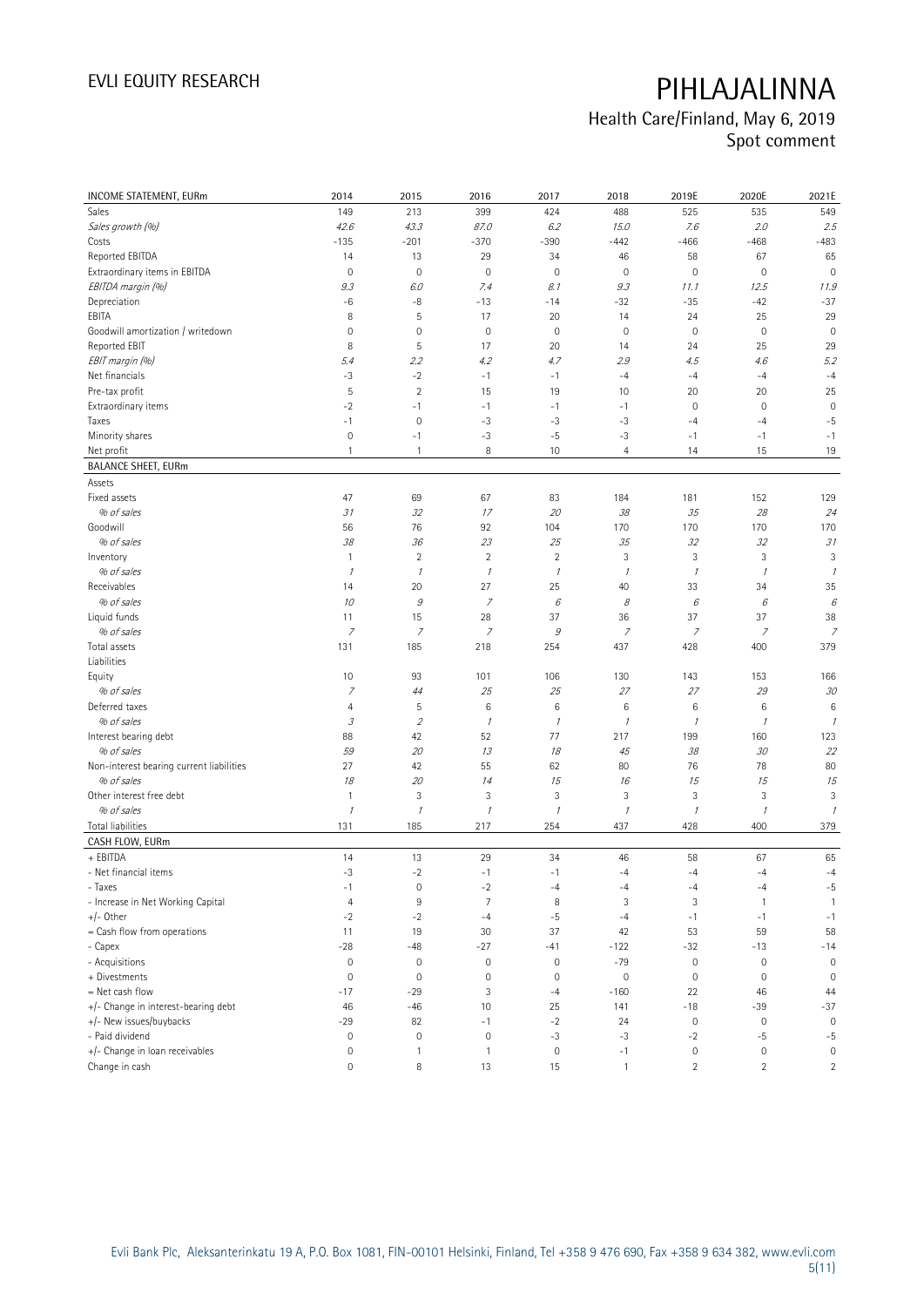# PIHLAJALINNA

Health Care/Finland, May 6, 2019
Spot comment

| INCOME STATEMENT, EURm | 2014 | 2015 | 2016 | 2017 | 2018 | 2019E | 2020E | 2021E |
|---|---|---|---|---|---|---|---|---|
| Sales | 149 | 213 | 399 | 424 | 488 | 525 | 535 | 549 |
| *Sales growth (%)* | *42.6* | *43.3* | *87.0* | *6.2* | *15.0* | *7.6* | *2.0* | *2.5* |
| Costs | -135 | -201 | -370 | -390 | -442 | -466 | -468 | -483 |
| Reported EBITDA | 14 | 13 | 29 | 34 | 46 | 58 | 67 | 65 |
| Extraordinary items in EBITDA | 0 | 0 | 0 | 0 | 0 | 0 | 0 | 0 |
| *EBITDA margin (%)* | *9.3* | *6.0* | *7.4* | *8.1* | *9.3* | *11.1* | *12.5* | *11.9* |
| Depreciation | -6 | -8 | -13 | -14 | -32 | -35 | -42 | -37 |
| EBITA | 8 | 5 | 17 | 20 | 14 | 24 | 25 | 29 |
| Goodwill amortization / writedown | 0 | 0 | 0 | 0 | 0 | 0 | 0 | 0 |
| Reported EBIT | 8 | 5 | 17 | 20 | 14 | 24 | 25 | 29 |
| *EBIT margin (%)* | *5.4* | *2.2* | *4.2* | *4.7* | *2.9* | *4.5* | *4.6* | *5.2* |
| Net financials | -3 | -2 | -1 | -1 | -4 | -4 | -4 | -4 |
| Pre-tax profit | 5 | 2 | 15 | 19 | 10 | 20 | 20 | 25 |
| Extraordinary items | -2 | -1 | -1 | -1 | -1 | 0 | 0 | 0 |
| Taxes | -1 | 0 | -3 | -3 | -3 | -4 | -4 | -5 |
| Minority shares | 0 | -1 | -3 | -5 | -3 | -1 | -1 | -1 |
| Net profit | 1 | 1 | 8 | 10 | 4 | 14 | 15 | 19 |
| **BALANCE SHEET, EURm** | | | | | | | | |
| Assets | | | | | | | | |
| Fixed assets | 47 | 69 | 67 | 83 | 184 | 181 | 152 | 129 |
| *% of sales* | *31* | *32* | *17* | *20* | *38* | *35* | *28* | *24* |
| Goodwill | 56 | 76 | 92 | 104 | 170 | 170 | 170 | 170 |
| *% of sales* | *38* | *36* | *23* | *25* | *35* | *32* | *32* | *31* |
| Inventory | 1 | 2 | 2 | 2 | 3 | 3 | 3 | 3 |
| *% of sales* | *1* | *1* | *1* | *1* | *1* | *1* | *1* | *1* |
| Receivables | 14 | 20 | 27 | 25 | 40 | 33 | 34 | 35 |
| *% of sales* | *10* | *9* | *7* | *6* | *8* | *6* | *6* | *6* |
| Liquid funds | 11 | 15 | 28 | 37 | 36 | 37 | 37 | 38 |
| *% of sales* | *7* | *7* | *7* | *9* | *7* | *7* | *7* | *7* |
| Total assets | 131 | 185 | 218 | 254 | 437 | 428 | 400 | 379 |
| Liabilities | | | | | | | | |
| Equity | 10 | 93 | 101 | 106 | 130 | 143 | 153 | 166 |
| *% of sales* | *7* | *44* | *25* | *25* | *27* | *27* | *29* | *30* |
| Deferred taxes | 4 | 5 | 6 | 6 | 6 | 6 | 6 | 6 |
| *% of sales* | *3* | *2* | *1* | *1* | *1* | *1* | *1* | *1* |
| Interest bearing debt | 88 | 42 | 52 | 77 | 217 | 199 | 160 | 123 |
| *% of sales* | *59* | *20* | *13* | *18* | *45* | *38* | *30* | *22* |
| Non-interest bearing current liabilities | 27 | 42 | 55 | 62 | 80 | 76 | 78 | 80 |
| *% of sales* | *18* | *20* | *14* | *15* | *16* | *15* | *15* | *15* |
| Other interest free debt | 1 | 3 | 3 | 3 | 3 | 3 | 3 | 3 |
| *% of sales* | *1* | *1* | *1* | *1* | *1* | *1* | *1* | *1* |
| Total liabilities | 131 | 185 | 217 | 254 | 437 | 428 | 400 | 379 |
| **CASH FLOW, EURm** | | | | | | | | |
| + EBITDA | 14 | 13 | 29 | 34 | 46 | 58 | 67 | 65 |
| - Net financial items | -3 | -2 | -1 | -1 | -4 | -4 | -4 | -4 |
| - Taxes | -1 | 0 | -2 | -4 | -4 | -4 | -4 | -5 |
| - Increase in Net Working Capital | 4 | 9 | 7 | 8 | 3 | 3 | 1 | 1 |
| +/- Other | -2 | -2 | -4 | -5 | -4 | -1 | -1 | -1 |
| = Cash flow from operations | 11 | 19 | 30 | 37 | 42 | 53 | 59 | 58 |
| - Capex | -28 | -48 | -27 | -41 | -122 | -32 | -13 | -14 |
| - Acquisitions | 0 | 0 | 0 | 0 | -79 | 0 | 0 | 0 |
| + Divestments | 0 | 0 | 0 | 0 | 0 | 0 | 0 | 0 |
| = Net cash flow | -17 | -29 | 3 | -4 | -160 | 22 | 46 | 44 |
| +/- Change in interest-bearing debt | 46 | -46 | 10 | 25 | 141 | -18 | -39 | -37 |
| +/- New issues/buybacks | -29 | 82 | -1 | -2 | 24 | 0 | 0 | 0 |
| - Paid dividend | 0 | 0 | 0 | -3 | -3 | -2 | -5 | -5 |
| +/- Change in loan receivables | 0 | 1 | 1 | 0 | -1 | 0 | 0 | 0 |
| Change in cash | 0 | 8 | 13 | 15 | 1 | 2 | 2 | 2 |

Evli Bank Plc, Aleksanterinkatu 19 A, P.O. Box 1081, FIN-00101 Helsinki, Finland, Tel +358 9 476 690, Fax +358 9 634 382, www.evli.com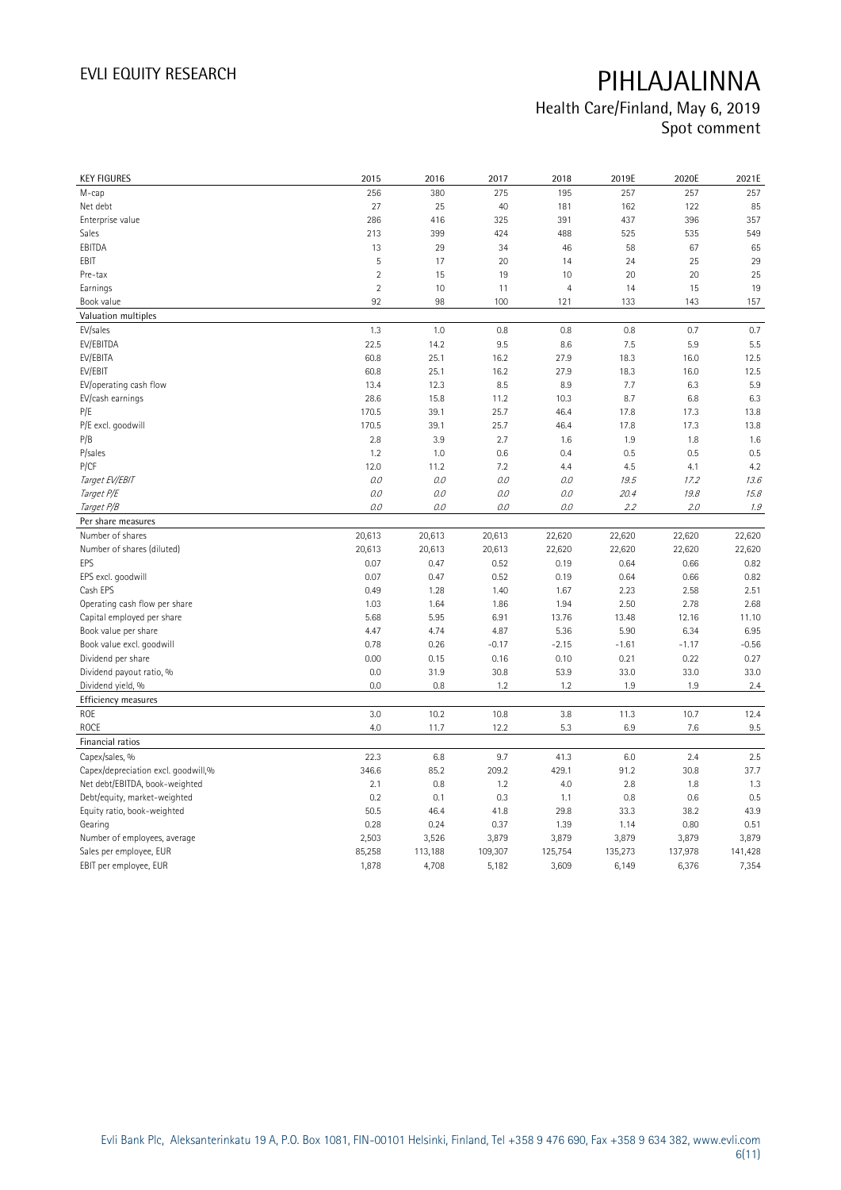| KEY FIGURES | 2015 | 2016 | 2017 | 2018 | 2019E | 2020E | 2021E |
|---|---|---|---|---|---|---|---|
| M-cap | 256 | 380 | 275 | 195 | 257 | 257 | 257 |
| Net debt | 27 | 25 | 40 | 181 | 162 | 122 | 85 |
| Enterprise value | 286 | 416 | 325 | 391 | 437 | 396 | 357 |
| Sales | 213 | 399 | 424 | 488 | 525 | 535 | 549 |
| EBITDA | 13 | 29 | 34 | 46 | 58 | 67 | 65 |
| EBIT | 5 | 17 | 20 | 14 | 24 | 25 | 29 |
| Pre-tax | 2 | 15 | 19 | 10 | 20 | 20 | 25 |
| Earnings | 2 | 10 | 11 | 4 | 14 | 15 | 19 |
| Book value | 92 | 98 | 100 | 121 | 133 | 143 | 157 |
| **Valuation multiples** | | | | | | | |
| EV/sales | 1.3 | 1.0 | 0.8 | 0.8 | 0.8 | 0.7 | 0.7 |
| EV/EBITDA | 22.5 | 14.2 | 9.5 | 8.6 | 7.5 | 5.9 | 5.5 |
| EV/EBITA | 60.8 | 25.1 | 16.2 | 27.9 | 18.3 | 16.0 | 12.5 |
| EV/EBIT | 60.8 | 25.1 | 16.2 | 27.9 | 18.3 | 16.0 | 12.5 |
| EV/operating cash flow | 13.4 | 12.3 | 8.5 | 8.9 | 7.7 | 6.3 | 5.9 |
| EV/cash earnings | 28.6 | 15.8 | 11.2 | 10.3 | 8.7 | 6.8 | 6.3 |
| P/E | 170.5 | 39.1 | 25.7 | 46.4 | 17.8 | 17.3 | 13.8 |
| P/E excl. goodwill | 170.5 | 39.1 | 25.7 | 46.4 | 17.8 | 17.3 | 13.8 |
| P/B | 2.8 | 3.9 | 2.7 | 1.6 | 1.9 | 1.8 | 1.6 |
| P/sales | 1.2 | 1.0 | 0.6 | 0.4 | 0.5 | 0.5 | 0.5 |
| P/CF | 12.0 | 11.2 | 7.2 | 4.4 | 4.5 | 4.1 | 4.2 |
| *Target EV/EBIT* | *0.0* | *0.0* | *0.0* | *0.0* | *19.5* | *17.2* | *13.6* |
| *Target P/E* | *0.0* | *0.0* | *0.0* | *0.0* | *20.4* | *19.8* | *15.8* |
| *Target P/B* | *0.0* | *0.0* | *0.0* | *0.0* | *2.2* | *2.0* | *1.9* |
| **Per share measures** | | | | | | | |
| Number of shares | 20,613 | 20,613 | 20,613 | 22,620 | 22,620 | 22,620 | 22,620 |
| Number of shares (diluted) | 20,613 | 20,613 | 20,613 | 22,620 | 22,620 | 22,620 | 22,620 |
| EPS | 0.07 | 0.47 | 0.52 | 0.19 | 0.64 | 0.66 | 0.82 |
| EPS excl. goodwill | 0.07 | 0.47 | 0.52 | 0.19 | 0.64 | 0.66 | 0.82 |
| Cash EPS | 0.49 | 1.28 | 1.40 | 1.67 | 2.23 | 2.58 | 2.51 |
| Operating cash flow per share | 1.03 | 1.64 | 1.86 | 1.94 | 2.50 | 2.78 | 2.68 |
| Capital employed per share | 5.68 | 5.95 | 6.91 | 13.76 | 13.48 | 12.16 | 11.10 |
| Book value per share | 4.47 | 4.74 | 4.87 | 5.36 | 5.90 | 6.34 | 6.95 |
| Book value excl. goodwill | 0.78 | 0.26 | -0.17 | -2.15 | -1.61 | -1.17 | -0.56 |
| Dividend per share | 0.00 | 0.15 | 0.16 | 0.10 | 0.21 | 0.22 | 0.27 |
| Dividend payout ratio, % | 0.0 | 31.9 | 30.8 | 53.9 | 33.0 | 33.0 | 33.0 |
| Dividend yield, % | 0.0 | 0.8 | 1.2 | 1.2 | 1.9 | 1.9 | 2.4 |
| **Efficiency measures** | | | | | | | |
| ROE | 3.0 | 10.2 | 10.8 | 3.8 | 11.3 | 10.7 | 12.4 |
| ROCE | 4.0 | 11.7 | 12.2 | 5.3 | 6.9 | 7.6 | 9.5 |
| **Financial ratios** | | | | | | | |
| Capex/sales, % | 22.3 | 6.8 | 9.7 | 41.3 | 6.0 | 2.4 | 2.5 |
| Capex/depreciation excl. goodwill,% | 346.6 | 85.2 | 209.2 | 429.1 | 91.2 | 30.8 | 37.7 |
| Net debt/EBITDA, book-weighted | 2.1 | 0.8 | 1.2 | 4.0 | 2.8 | 1.8 | 1.3 |
| Debt/equity, market-weighted | 0.2 | 0.1 | 0.3 | 1.1 | 0.8 | 0.6 | 0.5 |
| Equity ratio, book-weighted | 50.5 | 46.4 | 41.8 | 29.8 | 33.3 | 38.2 | 43.9 |
| Gearing | 0.28 | 0.24 | 0.37 | 1.39 | 1.14 | 0.80 | 0.51 |
| Number of employees, average | 2,503 | 3,526 | 3,879 | 3,879 | 3,879 | 3,879 | 3,879 |
| Sales per employee, EUR | 85,258 | 113,188 | 109,307 | 125,754 | 135,273 | 137,978 | 141,428 |
| EBIT per employee, EUR | 1,878 | 4,708 | 5,182 | 3,609 | 6,149 | 6,376 | 7,354 |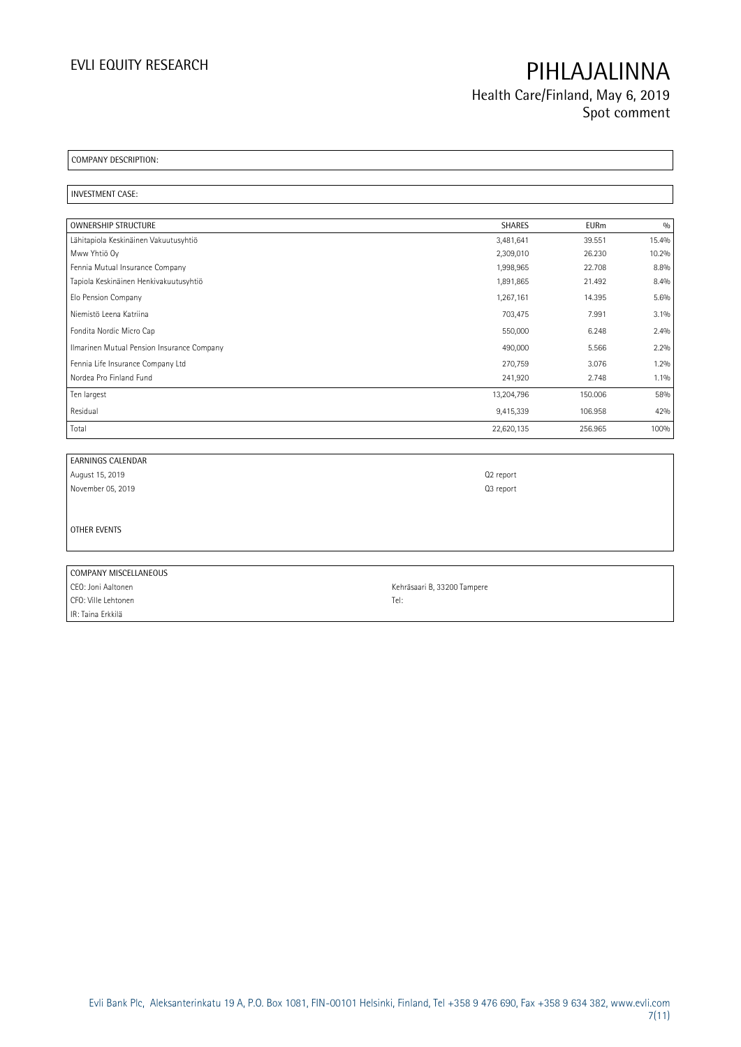COMPANY DESCRIPTION:

INVESTMENT CASE:

| OWNERSHIP STRUCTURE | SHARES | EURm | % |
|---|---|---|---|
| Lähitapiola Keskinäinen Vakuutusyhtiö | 3,481,641 | 39.551 | 15.4% |
| Mww Yhtiö Oy | 2,309,010 | 26.230 | 10.2% |
| Fennia Mutual Insurance Company | 1,998,965 | 22.708 | 8.8% |
| Tapiola Keskinäinen Henkivakuutusyhtiö | 1,891,865 | 21.492 | 8.4% |
| Elo Pension Company | 1,267,161 | 14.395 | 5.6% |
| Niemistö Leena Katriina | 703,475 | 7.991 | 3.1% |
| Fondita Nordic Micro Cap | 550,000 | 6.248 | 2.4% |
| Ilmarinen Mutual Pension Insurance Company | 490,000 | 5.566 | 2.2% |
| Fennia Life Insurance Company Ltd | 270,759 | 3.076 | 1.2% |
| Nordea Pro Finland Fund | 241,920 | 2.748 | 1.1% |
| Ten largest | 13,204,796 | 150.006 | 58% |
| Residual | 9,415,339 | 106.958 | 42% |
| Total | 22,620,135 | 256.965 | 100% |

| EARNINGS CALENDAR | |
|---|---|
| August 15, 2019 | Q2 report |
| November 05, 2019 | Q3 report |

OTHER EVENTS

| COMPANY MISCELLANEOUS | |
|---|---|
| CEO: Joni Aaltonen | Kehräsaari B, 33200 Tampere |
| CFO: Ville Lehtonen | Tel: |
| IR: Taina Erkkilä | |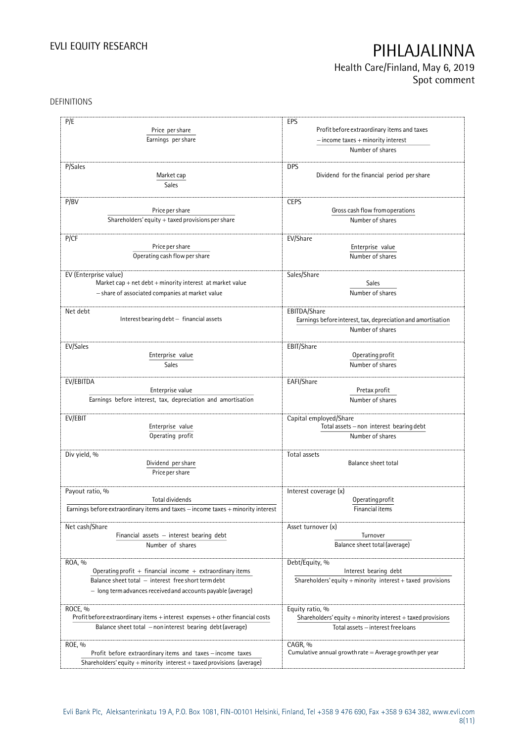DEFINITIONS

| | |
|---|---|
| **P/E**<br>$\frac{\text{Price per share}}{\text{Earnings per share}}$ | **EPS**<br>$\frac{\text{Profit before extraordinary items and taxes} - \text{income taxes} + \text{minority interest}}{\text{Number of shares}}$ |
| **P/Sales**<br>$\frac{\text{Market cap}}{\text{Sales}}$ | **DPS**<br>Dividend for the financial period per share |
| **P/BV**<br>$\frac{\text{Price per share}}{\text{Shareholders' equity} + \text{taxed provisions per share}}$ | **CEPS**<br>$\frac{\text{Gross cash flow from operations}}{\text{Number of shares}}$ |
| **P/CF**<br>$\frac{\text{Price per share}}{\text{Operating cash flow per share}}$ | **EV/Share**<br>$\frac{\text{Enterprise value}}{\text{Number of shares}}$ |
| **EV (Enterprise value)**<br>Market cap + net debt + minority interest at market value − share of associated companies at market value | **Sales/Share**<br>$\frac{\text{Sales}}{\text{Number of shares}}$ |
| **Net debt**<br>Interest bearing debt − financial assets | **EBITDA/Share**<br>$\frac{\text{Earnings before interest, tax, depreciation and amortisation}}{\text{Number of shares}}$ |
| **EV/Sales**<br>$\frac{\text{Enterprise value}}{\text{Sales}}$ | **EBIT/Share**<br>$\frac{\text{Operating profit}}{\text{Number of shares}}$ |
| **EV/EBITDA**<br>$\frac{\text{Enterprise value}}{\text{Earnings before interest, tax, depreciation and amortisation}}$ | **EAFI/Share**<br>$\frac{\text{Pretax profit}}{\text{Number of shares}}$ |
| **EV/EBIT**<br>$\frac{\text{Enterprise value}}{\text{Operating profit}}$ | **Capital employed/Share**<br>$\frac{\text{Total assets} - \text{non interest bearing debt}}{\text{Number of shares}}$ |
| **Div yield, %**<br>$\frac{\text{Dividend per share}}{\text{Price per share}}$ | **Total assets**<br>Balance sheet total |
| **Payout ratio, %**<br>$\frac{\text{Total dividends}}{\text{Earnings before extraordinary items and taxes} - \text{income taxes} + \text{minority interest}}$ | **Interest coverage (x)**<br>$\frac{\text{Operating profit}}{\text{Financial items}}$ |
| **Net cash/Share**<br>$\frac{\text{Financial assets} - \text{interest bearing debt}}{\text{Number of shares}}$ | **Asset turnover (x)**<br>$\frac{\text{Turnover}}{\text{Balance sheet total (average)}}$ |
| **ROA, %**<br>$\frac{\text{Operating profit} + \text{financial income} + \text{extraordinary items}}{\text{Balance sheet total} - \text{interest free short term debt} - \text{long term advances received and accounts payable (average)}}$ | **Debt/Equity, %**<br>$\frac{\text{Interest bearing debt}}{\text{Shareholders' equity} + \text{minority interest} + \text{taxed provisions}}$ |
| **ROCE, %**<br>$\frac{\text{Profit before extraordinary items} + \text{interest expenses} + \text{other financial costs}}{\text{Balance sheet total} - \text{non interest bearing debt (average)}}$ | **Equity ratio, %**<br>$\frac{\text{Shareholders' equity} + \text{minority interest} + \text{taxed provisions}}{\text{Total assets} - \text{interest free loans}}$ |
| **ROE, %**<br>$\frac{\text{Profit before extraordinary items and taxes} - \text{income taxes}}{\text{Shareholders' equity} + \text{minority interest} + \text{taxed provisions (average)}}$ | **CAGR, %**<br>Cumulative annual growth rate = Average growth per year |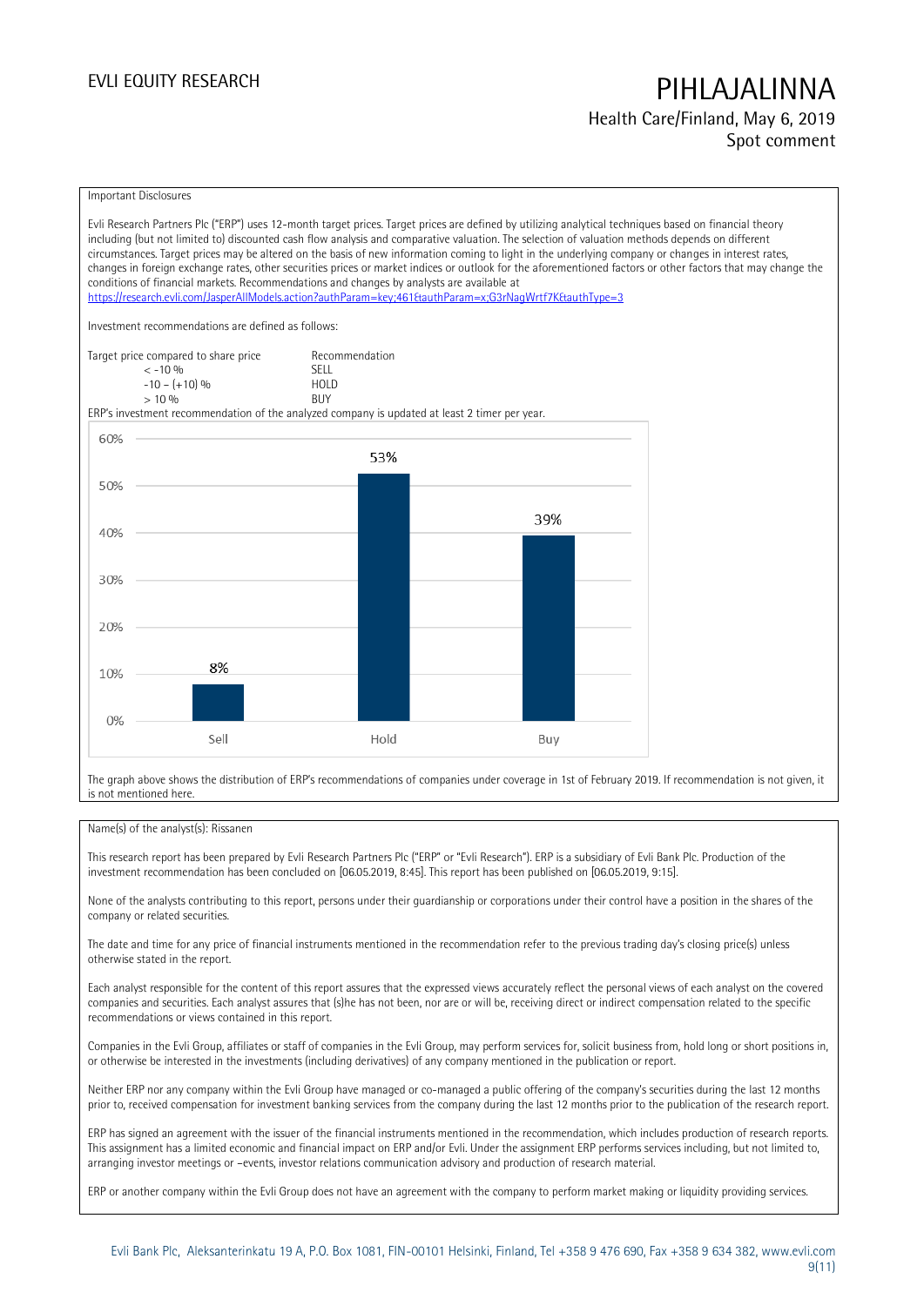Important Disclosures

Evli Research Partners Plc ("ERP") uses 12-month target prices. Target prices are defined by utilizing analytical techniques based on financial theory including (but not limited to) discounted cash flow analysis and comparative valuation. The selection of valuation methods depends on different circumstances. Target prices may be altered on the basis of new information coming to light in the underlying company or changes in interest rates, changes in foreign exchange rates, other securities prices or market indices or outlook for the aforementioned factors or other factors that may change the conditions of financial markets. Recommendations and changes by analysts are available at https://research.evli.com/JasperAllModels.action?authParam=key;461&authParam=x;G3rNagWrtf7K&authType=3

Investment recommendations are defined as follows:

| Target price compared to share price | Recommendation |
|---|---|
| < -10 % | SELL |
| -10 – (+10) % | HOLD |
| > 10 % | BUY |

ERP's investment recommendation of the analyzed company is updated at least 2 timer per year.

| | Sell | Hold | Buy |
|---|---|---|---|
| Share of recommendations | 8% | 53% | 39% |

The graph above shows the distribution of ERP's recommendations of companies under coverage in 1st of February 2019. If recommendation is not given, it is not mentioned here.

Name(s) of the analyst(s): Rissanen

This research report has been prepared by Evli Research Partners Plc ("ERP" or "Evli Research"). ERP is a subsidiary of Evli Bank Plc. Production of the investment recommendation has been concluded on [06.05.2019, 8:45]. This report has been published on [06.05.2019, 9:15].

None of the analysts contributing to this report, persons under their guardianship or corporations under their control have a position in the shares of the company or related securities.

The date and time for any price of financial instruments mentioned in the recommendation refer to the previous trading day's closing price(s) unless otherwise stated in the report.

Each analyst responsible for the content of this report assures that the expressed views accurately reflect the personal views of each analyst on the covered companies and securities. Each analyst assures that (s)he has not been, nor are or will be, receiving direct or indirect compensation related to the specific recommendations or views contained in this report.

Companies in the Evli Group, affiliates or staff of companies in the Evli Group, may perform services for, solicit business from, hold long or short positions in, or otherwise be interested in the investments (including derivatives) of any company mentioned in the publication or report.

Neither ERP nor any company within the Evli Group have managed or co-managed a public offering of the company's securities during the last 12 months prior to, received compensation for investment banking services from the company during the last 12 months prior to the publication of the research report.

ERP has signed an agreement with the issuer of the financial instruments mentioned in the recommendation, which includes production of research reports. This assignment has a limited economic and financial impact on ERP and/or Evli. Under the assignment ERP performs services including, but not limited to, arranging investor meetings or –events, investor relations communication advisory and production of research material.

ERP or another company within the Evli Group does not have an agreement with the company to perform market making or liquidity providing services.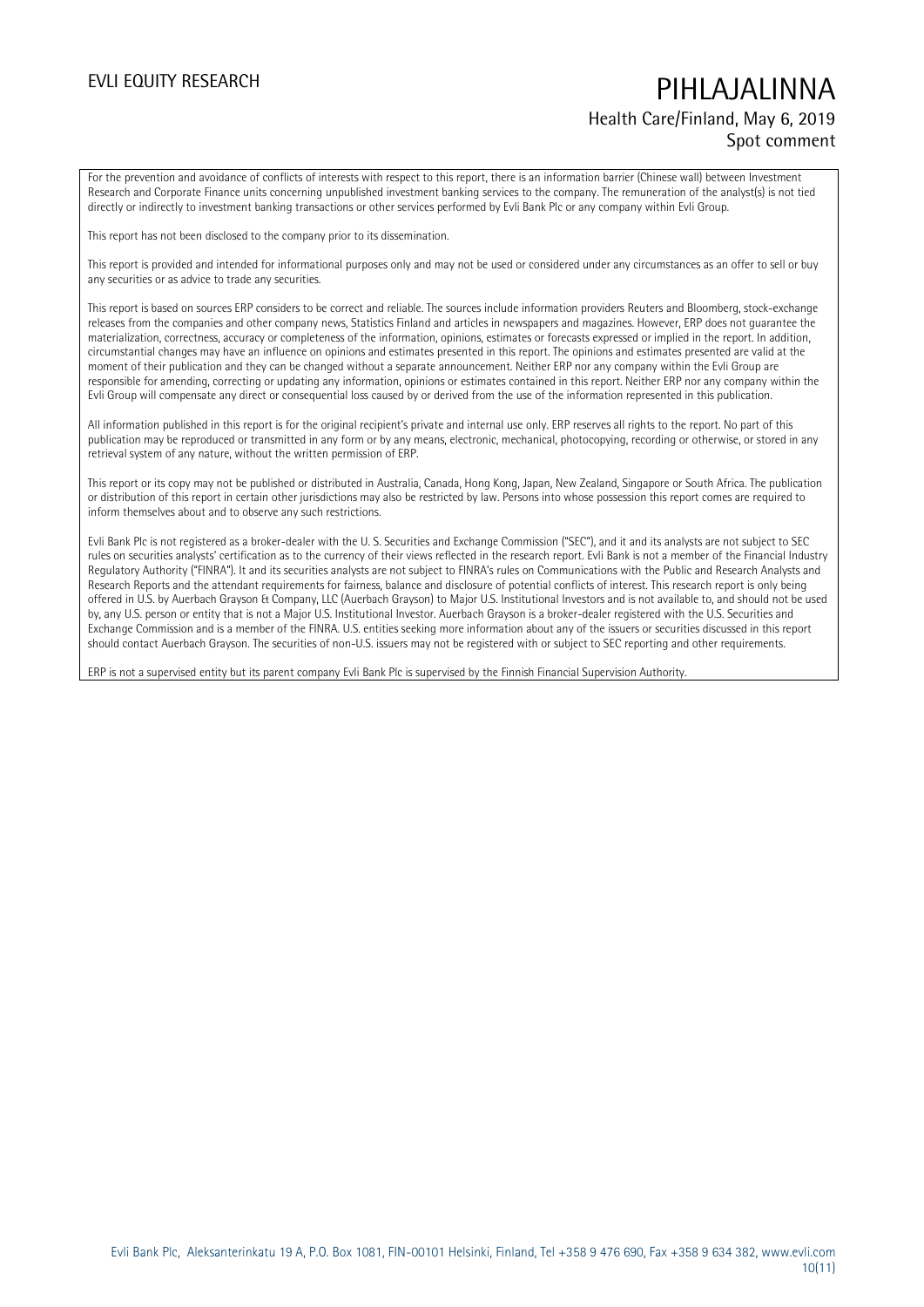For the prevention and avoidance of conflicts of interests with respect to this report, there is an information barrier (Chinese wall) between Investment Research and Corporate Finance units concerning unpublished investment banking services to the company. The remuneration of the analyst(s) is not tied directly or indirectly to investment banking transactions or other services performed by Evli Bank Plc or any company within Evli Group.

This report has not been disclosed to the company prior to its dissemination.

This report is provided and intended for informational purposes only and may not be used or considered under any circumstances as an offer to sell or buy any securities or as advice to trade any securities.

This report is based on sources ERP considers to be correct and reliable. The sources include information providers Reuters and Bloomberg, stock-exchange releases from the companies and other company news, Statistics Finland and articles in newspapers and magazines. However, ERP does not guarantee the materialization, correctness, accuracy or completeness of the information, opinions, estimates or forecasts expressed or implied in the report. In addition, circumstantial changes may have an influence on opinions and estimates presented in this report. The opinions and estimates presented are valid at the moment of their publication and they can be changed without a separate announcement. Neither ERP nor any company within the Evli Group are responsible for amending, correcting or updating any information, opinions or estimates contained in this report. Neither ERP nor any company within the Evli Group will compensate any direct or consequential loss caused by or derived from the use of the information represented in this publication.

All information published in this report is for the original recipient's private and internal use only. ERP reserves all rights to the report. No part of this publication may be reproduced or transmitted in any form or by any means, electronic, mechanical, photocopying, recording or otherwise, or stored in any retrieval system of any nature, without the written permission of ERP.

This report or its copy may not be published or distributed in Australia, Canada, Hong Kong, Japan, New Zealand, Singapore or South Africa. The publication or distribution of this report in certain other jurisdictions may also be restricted by law. Persons into whose possession this report comes are required to inform themselves about and to observe any such restrictions.

Evli Bank Plc is not registered as a broker-dealer with the U. S. Securities and Exchange Commission ("SEC"), and it and its analysts are not subject to SEC rules on securities analysts' certification as to the currency of their views reflected in the research report. Evli Bank is not a member of the Financial Industry Regulatory Authority ("FINRA"). It and its securities analysts are not subject to FINRA's rules on Communications with the Public and Research Analysts and Research Reports and the attendant requirements for fairness, balance and disclosure of potential conflicts of interest. This research report is only being offered in U.S. by Auerbach Grayson & Company, LLC (Auerbach Grayson) to Major U.S. Institutional Investors and is not available to, and should not be used by, any U.S. person or entity that is not a Major U.S. Institutional Investor. Auerbach Grayson is a broker-dealer registered with the U.S. Securities and Exchange Commission and is a member of the FINRA. U.S. entities seeking more information about any of the issuers or securities discussed in this report should contact Auerbach Grayson. The securities of non-U.S. issuers may not be registered with or subject to SEC reporting and other requirements.

ERP is not a supervised entity but its parent company Evli Bank Plc is supervised by the Finnish Financial Supervision Authority.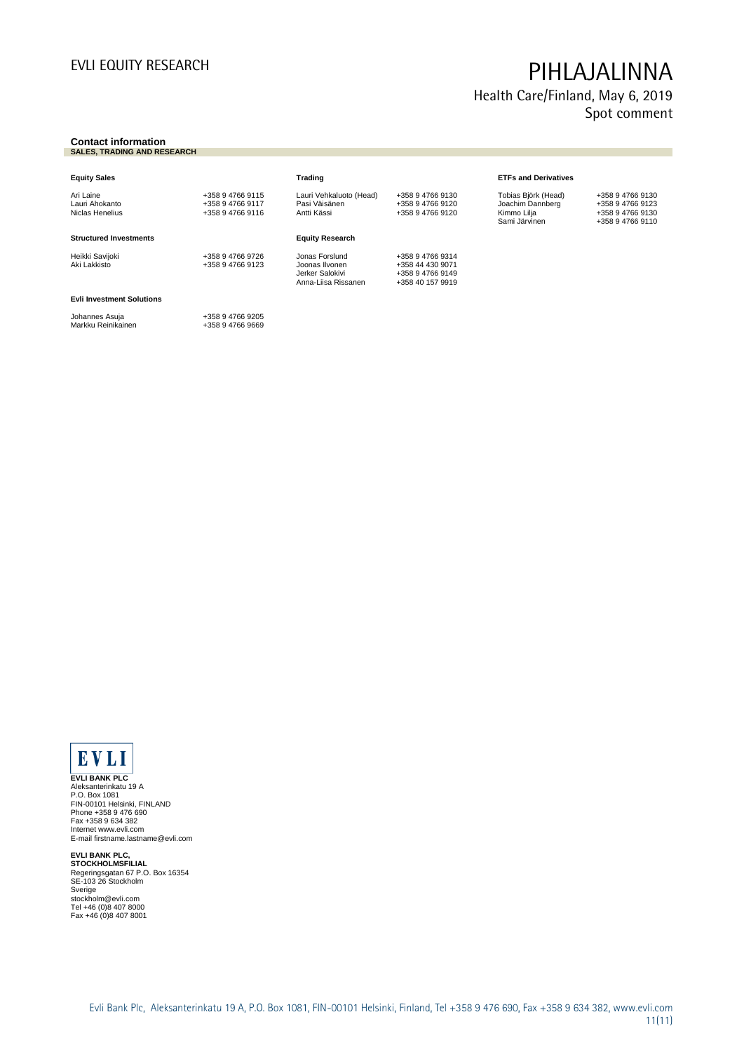## Contact information

**SALES, TRADING AND RESEARCH**

**Equity Sales**

| | |
|---|---|
| Ari Laine | +358 9 4766 9115 |
| Lauri Ahokanto | +358 9 4766 9117 |
| Niclas Henelius | +358 9 4766 9116 |

**Structured Investments**

| | |
|---|---|
| Heikki Savijoki | +358 9 4766 9726 |
| Aki Lakkisto | +358 9 4766 9123 |

**Evli Investment Solutions**

| | |
|---|---|
| Johannes Asuja | +358 9 4766 9205 |
| Markku Reinikainen | +358 9 4766 9669 |

**Trading**

| | |
|---|---|
| Lauri Vehkaluoto (Head) | +358 9 4766 9130 |
| Pasi Väisänen | +358 9 4766 9120 |
| Antti Kässi | +358 9 4766 9120 |

**Equity Research**

| | |
|---|---|
| Jonas Forslund | +358 9 4766 9314 |
| Joonas Ilvonen | +358 44 430 9071 |
| Jerker Salokivi | +358 9 4766 9149 |
| Anna-Liisa Rissanen | +358 40 157 9919 |

**ETFs and Derivatives**

| | |
|---|---|
| Tobias Björk (Head) | +358 9 4766 9130 |
| Joachim Dannberg | +358 9 4766 9123 |
| Kimmo Lilja | +358 9 4766 9130 |
| Sami Järvinen | +358 9 4766 9110 |

**EVLI BANK PLC**
Aleksanterinkatu 19 A
P.O. Box 1081
FIN-00101 Helsinki, FINLAND
Phone +358 9 476 690
Fax +358 9 634 382
Internet www.evli.com
E-mail firstname.lastname@evli.com

**EVLI BANK PLC, STOCKHOLMSFILIAL**
Regeringsgatan 67 P.O. Box 16354
SE-103 26 Stockholm
Sverige
stockholm@evli.com
Tel +46 (0)8 407 8000
Fax +46 (0)8 407 8001